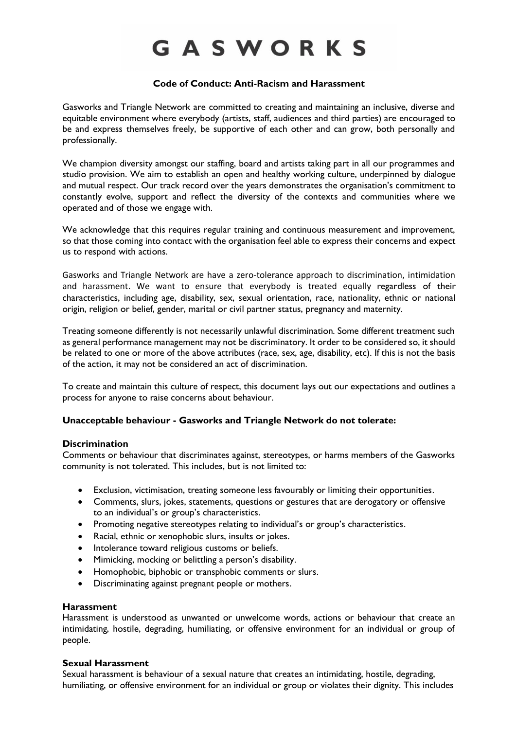# GASWORKS

## Code of Conduct: Anti-Racism and Harassment

Gasworks and Triangle Network are committed to creating and maintaining an inclusive, diverse and equitable environment where everybody (artists, staff, audiences and third parties) are encouraged to be and express themselves freely, be supportive of each other and can grow, both personally and professionally.

We champion diversity amongst our staffing, board and artists taking part in all our programmes and studio provision. We aim to establish an open and healthy working culture, underpinned by dialogue and mutual respect. Our track record over the years demonstrates the organisation's commitment to constantly evolve, support and reflect the diversity of the contexts and communities where we operated and of those we engage with.

We acknowledge that this requires regular training and continuous measurement and improvement, so that those coming into contact with the organisation feel able to express their concerns and expect us to respond with actions.

Gasworks and Triangle Network are have a zero-tolerance approach to discrimination, intimidation and harassment. We want to ensure that everybody is treated equally regardless of their characteristics, including age, disability, sex, sexual orientation, race, nationality, ethnic or national origin, religion or belief, gender, marital or civil partner status, pregnancy and maternity.

Treating someone differently is not necessarily unlawful discrimination. Some different treatment such as general performance management may not be discriminatory. It order to be considered so, it should be related to one or more of the above attributes (race, sex, age, disability, etc). If this is not the basis of the action, it may not be considered an act of discrimination.

To create and maintain this culture of respect, this document lays out our expectations and outlines a process for anyone to raise concerns about behaviour.

### Unacceptable behaviour - Gasworks and Triangle Network do not tolerate:

#### Discrimination

Comments or behaviour that discriminates against, stereotypes, or harms members of the Gasworks community is not tolerated. This includes, but is not limited to:

- Exclusion, victimisation, treating someone less favourably or limiting their opportunities.
- Comments, slurs, jokes, statements, questions or gestures that are derogatory or offensive to an individual's or group's characteristics.
- Promoting negative stereotypes relating to individual's or group's characteristics.
- Racial, ethnic or xenophobic slurs, insults or jokes.
- Intolerance toward religious customs or beliefs.
- Mimicking, mocking or belittling a person's disability.
- Homophobic, biphobic or transphobic comments or slurs.
- Discriminating against pregnant people or mothers.

#### Harassment

Harassment is understood as unwanted or unwelcome words, actions or behaviour that create an intimidating, hostile, degrading, humiliating, or offensive environment for an individual or group of people.

#### Sexual Harassment

Sexual harassment is behaviour of a sexual nature that creates an intimidating, hostile, degrading, humiliating, or offensive environment for an individual or group or violates their dignity. This includes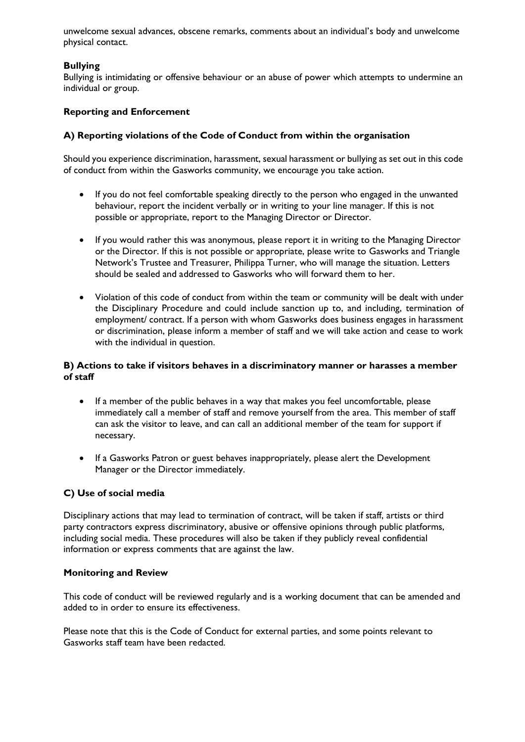unwelcome sexual advances, obscene remarks, comments about an individual's body and unwelcome physical contact.

**Bullying**
Bullying is intimidating or offensive behaviour or an abuse of power which attempts to undermine an individual or group.

**Reporting and Enforcement**

**A) Reporting violations of the Code of Conduct from within the organisation**

Should you experience discrimination, harassment, sexual harassment or bullying as set out in this code of conduct from within the Gasworks community, we encourage you take action.

- If you do not feel comfortable speaking directly to the person who engaged in the unwanted behaviour, report the incident verbally or in writing to your line manager. If this is not possible or appropriate, report to the Managing Director or Director.
- If you would rather this was anonymous, please report it in writing to the Managing Director or the Director. If this is not possible or appropriate, please write to Gasworks and Triangle Network's Trustee and Treasurer, Philippa Turner, who will manage the situation. Letters should be sealed and addressed to Gasworks who will forward them to her.
- Violation of this code of conduct from within the team or community will be dealt with under the Disciplinary Procedure and could include sanction up to, and including, termination of employment/ contract. If a person with whom Gasworks does business engages in harassment or discrimination, please inform a member of staff and we will take action and cease to work with the individual in question.

**B) Actions to take if visitors behaves in a discriminatory manner or harasses a member of staff**

- If a member of the public behaves in a way that makes you feel uncomfortable, please immediately call a member of staff and remove yourself from the area. This member of staff can ask the visitor to leave, and can call an additional member of the team for support if necessary.
- If a Gasworks Patron or guest behaves inappropriately, please alert the Development Manager or the Director immediately.

**C) Use of social media**

Disciplinary actions that may lead to termination of contract, will be taken if staff, artists or third party contractors express discriminatory, abusive or offensive opinions through public platforms, including social media. These procedures will also be taken if they publicly reveal confidential information or express comments that are against the law.

**Monitoring and Review**

This code of conduct will be reviewed regularly and is a working document that can be amended and added to in order to ensure its effectiveness.

Please note that this is the Code of Conduct for external parties, and some points relevant to Gasworks staff team have been redacted.